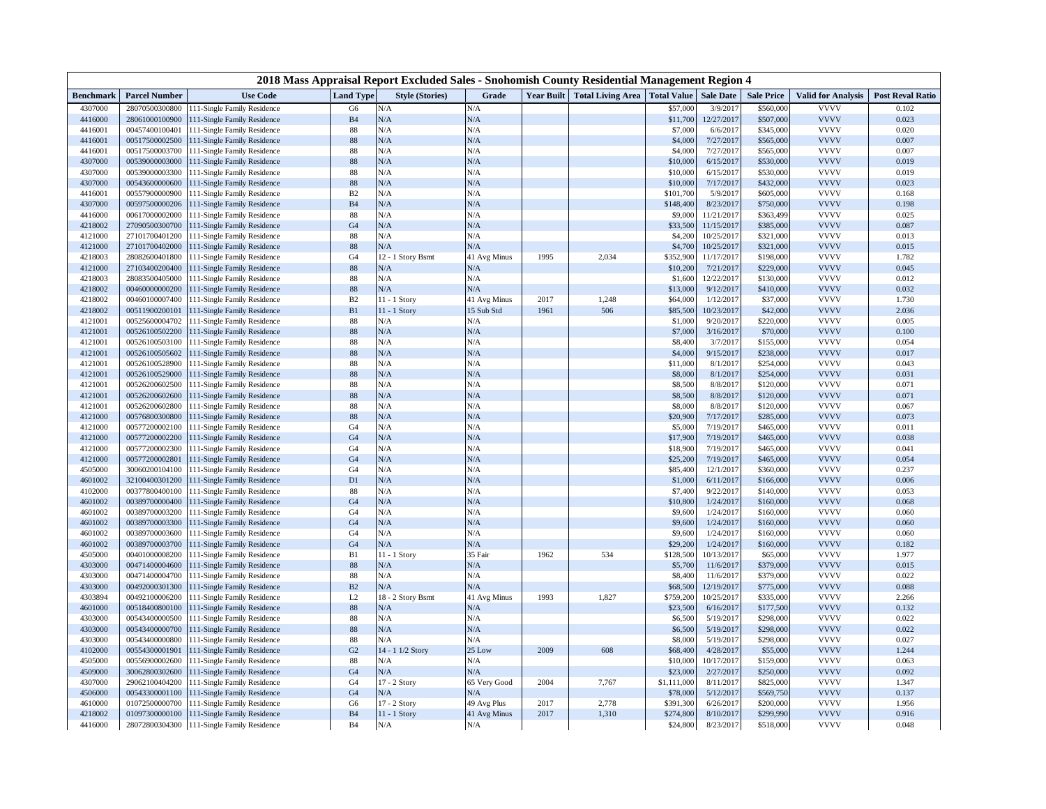# 2018 Mass Appraisal Report Excluded Sales - Snohomish County Residential Management Region 4

| Benchmark | Parcel Number | Use Code | Land Type | Style (Stories) | Grade | Year Built | Total Living Area | Total Value | Sale Date | Sale Price | Valid for Analysis | Post Reval Ratio |
|---|---|---|---|---|---|---|---|---|---|---|---|---|
| 4307000 | 28070500300800 | 111-Single Family Residence | G6 | N/A | N/A | | | $57,000 | 3/9/2017 | $560,000 | VVVV | 0.102 |
| 4416000 | 28061000100900 | 111-Single Family Residence | B4 | N/A | N/A | | | $11,700 | 12/27/2017 | $507,000 | VVVV | 0.023 |
| 4416001 | 00457400100401 | 111-Single Family Residence | 88 | N/A | N/A | | | $7,000 | 6/6/2017 | $345,000 | VVVV | 0.020 |
| 4416001 | 00517500002500 | 111-Single Family Residence | 88 | N/A | N/A | | | $4,000 | 7/27/2017 | $565,000 | VVVV | 0.007 |
| 4416001 | 00517500003700 | 111-Single Family Residence | 88 | N/A | N/A | | | $4,000 | 7/27/2017 | $565,000 | VVVV | 0.007 |
| 4307000 | 00539000003000 | 111-Single Family Residence | 88 | N/A | N/A | | | $10,000 | 6/15/2017 | $530,000 | VVVV | 0.019 |
| 4307000 | 00539000003300 | 111-Single Family Residence | 88 | N/A | N/A | | | $10,000 | 6/15/2017 | $530,000 | VVVV | 0.019 |
| 4307000 | 00543600000600 | 111-Single Family Residence | 88 | N/A | N/A | | | $10,000 | 7/17/2017 | $432,000 | VVVV | 0.023 |
| 4416001 | 00557900000900 | 111-Single Family Residence | B2 | N/A | N/A | | | $101,700 | 5/9/2017 | $605,000 | VVVV | 0.168 |
| 4307000 | 00597500000206 | 111-Single Family Residence | B4 | N/A | N/A | | | $148,400 | 8/23/2017 | $750,000 | VVVV | 0.198 |
| 4416000 | 00617000002000 | 111-Single Family Residence | 88 | N/A | N/A | | | $9,000 | 11/21/2017 | $363,499 | VVVV | 0.025 |
| 4218002 | 27090500300700 | 111-Single Family Residence | G4 | N/A | N/A | | | $33,500 | 11/15/2017 | $385,000 | VVVV | 0.087 |
| 4121000 | 27101700401200 | 111-Single Family Residence | 88 | N/A | N/A | | | $4,200 | 10/25/2017 | $321,000 | VVVV | 0.013 |
| 4121000 | 27101700402000 | 111-Single Family Residence | 88 | N/A | N/A | | | $4,700 | 10/25/2017 | $321,000 | VVVV | 0.015 |
| 4218003 | 28082600401800 | 111-Single Family Residence | G4 | 12 - 1 Story Bsmt | 41 Avg Minus | 1995 | 2,034 | $352,900 | 11/17/2017 | $198,000 | VVVV | 1.782 |
| 4121000 | 27103400200400 | 111-Single Family Residence | 88 | N/A | N/A | | | $10,200 | 7/21/2017 | $229,000 | VVVV | 0.045 |
| 4218003 | 28083500405000 | 111-Single Family Residence | 88 | N/A | N/A | | | $1,600 | 12/22/2017 | $130,000 | VVVV | 0.012 |
| 4218002 | 00460000000200 | 111-Single Family Residence | 88 | N/A | N/A | | | $13,000 | 9/12/2017 | $410,000 | VVVV | 0.032 |
| 4218002 | 00460100007400 | 111-Single Family Residence | B2 | 11 - 1 Story | 41 Avg Minus | 2017 | 1,248 | $64,000 | 1/12/2017 | $37,000 | VVVV | 1.730 |
| 4218002 | 00511900200101 | 111-Single Family Residence | B1 | 11 - 1 Story | 15 Sub Std | 1961 | 506 | $85,500 | 10/23/2017 | $42,000 | VVVV | 2.036 |
| 4121001 | 00525600004702 | 111-Single Family Residence | 88 | N/A | N/A | | | $1,000 | 9/20/2017 | $220,000 | VVVV | 0.005 |
| 4121001 | 00526100502200 | 111-Single Family Residence | 88 | N/A | N/A | | | $7,000 | 3/16/2017 | $70,000 | VVVV | 0.100 |
| 4121001 | 00526100503100 | 111-Single Family Residence | 88 | N/A | N/A | | | $8,400 | 3/7/2017 | $155,000 | VVVV | 0.054 |
| 4121001 | 00526100505602 | 111-Single Family Residence | 88 | N/A | N/A | | | $4,000 | 9/15/2017 | $238,000 | VVVV | 0.017 |
| 4121001 | 00526100528900 | 111-Single Family Residence | 88 | N/A | N/A | | | $11,000 | 8/1/2017 | $254,000 | VVVV | 0.043 |
| 4121001 | 00526100529000 | 111-Single Family Residence | 88 | N/A | N/A | | | $8,000 | 8/1/2017 | $254,000 | VVVV | 0.031 |
| 4121001 | 00526200602500 | 111-Single Family Residence | 88 | N/A | N/A | | | $8,500 | 8/8/2017 | $120,000 | VVVV | 0.071 |
| 4121001 | 00526200602600 | 111-Single Family Residence | 88 | N/A | N/A | | | $8,500 | 8/8/2017 | $120,000 | VVVV | 0.071 |
| 4121001 | 00526200602800 | 111-Single Family Residence | 88 | N/A | N/A | | | $8,000 | 8/8/2017 | $120,000 | VVVV | 0.067 |
| 4121000 | 00576800300800 | 111-Single Family Residence | 88 | N/A | N/A | | | $20,900 | 7/17/2017 | $285,000 | VVVV | 0.073 |
| 4121000 | 00577200002100 | 111-Single Family Residence | G4 | N/A | N/A | | | $5,000 | 7/19/2017 | $465,000 | VVVV | 0.011 |
| 4121000 | 00577200002200 | 111-Single Family Residence | G4 | N/A | N/A | | | $17,900 | 7/19/2017 | $465,000 | VVVV | 0.038 |
| 4121000 | 00577200002300 | 111-Single Family Residence | G4 | N/A | N/A | | | $18,900 | 7/19/2017 | $465,000 | VVVV | 0.041 |
| 4121000 | 00577200002801 | 111-Single Family Residence | G4 | N/A | N/A | | | $25,200 | 7/19/2017 | $465,000 | VVVV | 0.054 |
| 4505000 | 30060200104100 | 111-Single Family Residence | G4 | N/A | N/A | | | $85,400 | 12/1/2017 | $360,000 | VVVV | 0.237 |
| 4601002 | 32100400301200 | 111-Single Family Residence | D1 | N/A | N/A | | | $1,000 | 6/11/2017 | $166,000 | VVVV | 0.006 |
| 4102000 | 00377800400100 | 111-Single Family Residence | 88 | N/A | N/A | | | $7,400 | 9/22/2017 | $140,000 | VVVV | 0.053 |
| 4601002 | 00389700000400 | 111-Single Family Residence | G4 | N/A | N/A | | | $10,800 | 1/24/2017 | $160,000 | VVVV | 0.068 |
| 4601002 | 00389700003200 | 111-Single Family Residence | G4 | N/A | N/A | | | $9,600 | 1/24/2017 | $160,000 | VVVV | 0.060 |
| 4601002 | 00389700003300 | 111-Single Family Residence | G4 | N/A | N/A | | | $9,600 | 1/24/2017 | $160,000 | VVVV | 0.060 |
| 4601002 | 00389700003600 | 111-Single Family Residence | G4 | N/A | N/A | | | $9,600 | 1/24/2017 | $160,000 | VVVV | 0.060 |
| 4601002 | 00389700003700 | 111-Single Family Residence | G4 | N/A | N/A | | | $29,200 | 1/24/2017 | $160,000 | VVVV | 0.182 |
| 4505000 | 00401000008200 | 111-Single Family Residence | B1 | 11 - 1 Story | 35 Fair | 1962 | 534 | $128,500 | 10/13/2017 | $65,000 | VVVV | 1.977 |
| 4303000 | 00471400004600 | 111-Single Family Residence | 88 | N/A | N/A | | | $5,700 | 11/6/2017 | $379,000 | VVVV | 0.015 |
| 4303000 | 00471400004700 | 111-Single Family Residence | 88 | N/A | N/A | | | $8,400 | 11/6/2017 | $379,000 | VVVV | 0.022 |
| 4303000 | 00492000301300 | 111-Single Family Residence | B2 | N/A | N/A | | | $68,500 | 12/19/2017 | $775,000 | VVVV | 0.088 |
| 4303894 | 00492100006200 | 111-Single Family Residence | L2 | 18 - 2 Story Bsmt | 41 Avg Minus | 1993 | 1,827 | $759,200 | 10/25/2017 | $335,000 | VVVV | 2.266 |
| 4601000 | 00518400800100 | 111-Single Family Residence | 88 | N/A | N/A | | | $23,500 | 6/16/2017 | $177,500 | VVVV | 0.132 |
| 4303000 | 00543400000500 | 111-Single Family Residence | 88 | N/A | N/A | | | $6,500 | 5/19/2017 | $298,000 | VVVV | 0.022 |
| 4303000 | 00543400000700 | 111-Single Family Residence | 88 | N/A | N/A | | | $6,500 | 5/19/2017 | $298,000 | VVVV | 0.022 |
| 4303000 | 00543400000800 | 111-Single Family Residence | 88 | N/A | N/A | | | $8,000 | 5/19/2017 | $298,000 | VVVV | 0.027 |
| 4102000 | 00554300001901 | 111-Single Family Residence | G2 | 14 - 1 1/2 Story | 25 Low | 2009 | 608 | $68,400 | 4/28/2017 | $55,000 | VVVV | 1.244 |
| 4505000 | 00556900002600 | 111-Single Family Residence | 88 | N/A | N/A | | | $10,000 | 10/17/2017 | $159,000 | VVVV | 0.063 |
| 4509000 | 30062800302600 | 111-Single Family Residence | G4 | N/A | N/A | | | $23,000 | 2/27/2017 | $250,000 | VVVV | 0.092 |
| 4307000 | 29062100404200 | 111-Single Family Residence | G4 | 17 - 2 Story | 65 Very Good | 2004 | 7,767 | $1,111,000 | 8/11/2017 | $825,000 | VVVV | 1.347 |
| 4506000 | 00543300001100 | 111-Single Family Residence | G4 | N/A | N/A | | | $78,000 | 5/12/2017 | $569,750 | VVVV | 0.137 |
| 4610000 | 01072500000700 | 111-Single Family Residence | G6 | 17 - 2 Story | 49 Avg Plus | 2017 | 2,778 | $391,300 | 6/26/2017 | $200,000 | VVVV | 1.956 |
| 4218002 | 01097300000100 | 111-Single Family Residence | B4 | 11 - 1 Story | 41 Avg Minus | 2017 | 1,310 | $274,800 | 8/10/2017 | $299,990 | VVVV | 0.916 |
| 4416000 | 28072800304300 | 111-Single Family Residence | B4 | N/A | N/A | | | $24,800 | 8/23/2017 | $518,000 | VVVV | 0.048 |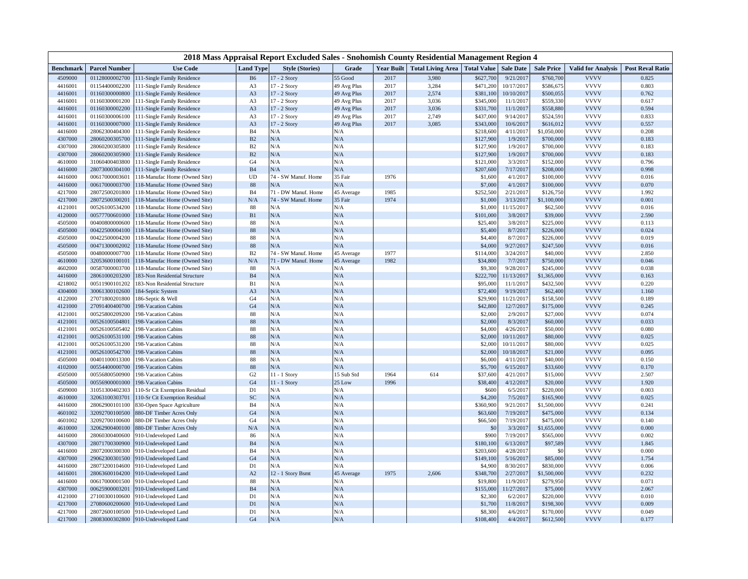# 2018 Mass Appraisal Report Excluded Sales - Snohomish County Residential Management Region 4

| Benchmark | Parcel Number | Use Code | Land Type | Style (Stories) | Grade | Year Built | Total Living Area | Total Value | Sale Date | Sale Price | Valid for Analysis | Post Reval Ratio |
|---|---|---|---|---|---|---|---|---|---|---|---|---|
| 4509000 | 01128000002700 | 111-Single Family Residence | B6 | 17 - 2 Story | 55 Good | 2017 | 3,980 | $627,700 | 9/21/2017 | $760,700 | VVVV | 0.825 |
| 4416001 | 01154400002200 | 111-Single Family Residence | A3 | 17 - 2 Story | 49 Avg Plus | 2017 | 3,284 | $471,200 | 10/17/2017 | $586,675 | VVVV | 0.803 |
| 4416001 | 01160300000800 | 111-Single Family Residence | A3 | 17 - 2 Story | 49 Avg Plus | 2017 | 2,574 | $381,100 | 10/10/2017 | $500,055 | VVVV | 0.762 |
| 4416001 | 01160300001200 | 111-Single Family Residence | A3 | 17 - 2 Story | 49 Avg Plus | 2017 | 3,036 | $345,000 | 11/1/2017 | $559,330 | VVVV | 0.617 |
| 4416001 | 01160300002200 | 111-Single Family Residence | A3 | 17 - 2 Story | 49 Avg Plus | 2017 | 3,036 | $331,700 | 11/1/2017 | $558,880 | VVVV | 0.594 |
| 4416001 | 01160300006100 | 111-Single Family Residence | A3 | 17 - 2 Story | 49 Avg Plus | 2017 | 2,749 | $437,000 | 9/14/2017 | $524,591 | VVVV | 0.833 |
| 4416001 | 01160300007000 | 111-Single Family Residence | A3 | 17 - 2 Story | 49 Avg Plus | 2017 | 3,085 | $343,000 | 10/6/2017 | $616,012 | VVVV | 0.557 |
| 4416000 | 28062300404300 | 111-Single Family Residence | B4 | N/A | N/A | | | $218,600 | 4/11/2017 | $1,050,000 | VVVV | 0.208 |
| 4307000 | 28060200305700 | 111-Single Family Residence | B2 | N/A | N/A | | | $127,900 | 1/9/2017 | $700,000 | VVVV | 0.183 |
| 4307000 | 28060200305800 | 111-Single Family Residence | B2 | N/A | N/A | | | $127,900 | 1/9/2017 | $700,000 | VVVV | 0.183 |
| 4307000 | 28060200305900 | 111-Single Family Residence | B2 | N/A | N/A | | | $127,900 | 1/9/2017 | $700,000 | VVVV | 0.183 |
| 4610000 | 31060400403800 | 111-Single Family Residence | G4 | N/A | N/A | | | $121,000 | 3/3/2017 | $152,000 | VVVV | 0.796 |
| 4416000 | 28073000304100 | 111-Single Family Residence | B4 | N/A | N/A | | | $207,600 | 7/17/2017 | $208,000 | VVVV | 0.998 |
| 4416000 | 00617000003601 | 118-Manufac Home (Owned Site) | UD | 74 - SW Manuf. Home | 35 Fair | 1976 | | $1,600 | 4/1/2017 | $100,000 | VVVV | 0.016 |
| 4416000 | 00617000003700 | 118-Manufac Home (Owned Site) | 88 | N/A | N/A | | | $7,000 | 4/1/2017 | $100,000 | VVVV | 0.070 |
| 4217000 | 28072500201800 | 118-Manufac Home (Owned Site) | B4 | 71 - DW Manuf. Home | 45 Average | 1985 | | $252,500 | 2/21/2017 | $126,750 | VVVV | 1.992 |
| 4217000 | 28072500300201 | 118-Manufac Home (Owned Site) | N/A | 74 - SW Manuf. Home | 35 Fair | 1974 | | $1,000 | 3/13/2017 | $1,100,000 | VVVV | 0.001 |
| 4121001 | 00526100534200 | 118-Manufac Home (Owned Site) | 88 | N/A | N/A | | | $1,000 | 11/15/2017 | $62,500 | VVVV | 0.016 |
| 4120000 | 00577700601000 | 118-Manufac Home (Owned Site) | B1 | N/A | N/A | | | $101,000 | 3/8/2017 | $39,000 | VVVV | 2.590 |
| 4505000 | 00400800000600 | 118-Manufac Home (Owned Site) | 88 | N/A | N/A | | | $25,400 | 3/8/2017 | $225,000 | VVVV | 0.113 |
| 4505000 | 00422500004100 | 118-Manufac Home (Owned Site) | 88 | N/A | N/A | | | $5,400 | 8/7/2017 | $226,000 | VVVV | 0.024 |
| 4505000 | 00422500004200 | 118-Manufac Home (Owned Site) | 88 | N/A | N/A | | | $4,400 | 8/7/2017 | $226,000 | VVVV | 0.019 |
| 4505000 | 00471300002002 | 118-Manufac Home (Owned Site) | 88 | N/A | N/A | | | $4,000 | 9/27/2017 | $247,500 | VVVV | 0.016 |
| 4505000 | 00480000007700 | 118-Manufac Home (Owned Site) | B2 | 74 - SW Manuf. Home | 45 Average | 1977 | | $114,000 | 3/24/2017 | $40,000 | VVVV | 2.850 |
| 4610000 | 32053600100101 | 118-Manufac Home (Owned Site) | N/A | 71 - DW Manuf. Home | 45 Average | 1982 | | $34,800 | 7/7/2017 | $750,000 | VVVV | 0.046 |
| 4602000 | 00587000003700 | 118-Manufac Home (Owned Site) | 88 | N/A | N/A | | | $9,300 | 9/28/2017 | $245,000 | VVVV | 0.038 |
| 4416000 | 28061000203200 | 183-Non Residential Structure | B4 | N/A | N/A | | | $222,700 | 11/13/2017 | $1,365,000 | VVVV | 0.163 |
| 4218002 | 00511900101202 | 183-Non Residential Structure | B1 | N/A | N/A | | | $95,000 | 11/1/2017 | $432,500 | VVVV | 0.220 |
| 4304000 | 30061300102600 | 184-Septic System | A3 | N/A | N/A | | | $72,400 | 9/19/2017 | $62,400 | VVVV | 1.160 |
| 4122000 | 27071800201800 | 186-Septic & Well | G4 | N/A | N/A | | | $29,900 | 11/21/2017 | $158,500 | VVVV | 0.189 |
| 4121000 | 27091400400700 | 198-Vacation Cabins | G4 | N/A | N/A | | | $42,800 | 12/7/2017 | $175,000 | VVVV | 0.245 |
| 4121001 | 00525800209200 | 198-Vacation Cabins | 88 | N/A | N/A | | | $2,000 | 2/9/2017 | $27,000 | VVVV | 0.074 |
| 4121001 | 00526100504801 | 198-Vacation Cabins | 88 | N/A | N/A | | | $2,000 | 8/3/2017 | $60,000 | VVVV | 0.033 |
| 4121001 | 00526100505402 | 198-Vacation Cabins | 88 | N/A | N/A | | | $4,000 | 4/26/2017 | $50,000 | VVVV | 0.080 |
| 4121001 | 00526100531100 | 198-Vacation Cabins | 88 | N/A | N/A | | | $2,000 | 10/11/2017 | $80,000 | VVVV | 0.025 |
| 4121001 | 00526100531200 | 198-Vacation Cabins | 88 | N/A | N/A | | | $2,000 | 10/11/2017 | $80,000 | VVVV | 0.025 |
| 4121001 | 00526100542700 | 198-Vacation Cabins | 88 | N/A | N/A | | | $2,000 | 10/18/2017 | $21,000 | VVVV | 0.095 |
| 4505000 | 00401100013300 | 198-Vacation Cabins | 88 | N/A | N/A | | | $6,000 | 4/11/2017 | $40,000 | VVVV | 0.150 |
| 4102000 | 00554400000700 | 198-Vacation Cabins | 88 | N/A | N/A | | | $5,700 | 6/15/2017 | $33,600 | VVVV | 0.170 |
| 4505000 | 00556800500900 | 198-Vacation Cabins | G2 | 11 - 1 Story | 15 Sub Std | 1964 | 614 | $37,600 | 4/21/2017 | $15,000 | VVVV | 2.507 |
| 4505000 | 00556900001000 | 198-Vacation Cabins | G4 | 11 - 1 Story | 25 Low | 1996 | | $38,400 | 4/12/2017 | $20,000 | VVVV | 1.920 |
| 4509000 | 31051300402303 | 110-Sr Cit Exemption Residual | D1 | N/A | N/A | | | $600 | 6/5/2017 | $220,000 | VVVV | 0.003 |
| 4610000 | 32063100303701 | 110-Sr Cit Exemption Residual | SC | N/A | N/A | | | $4,200 | 7/5/2017 | $165,900 | VVVV | 0.025 |
| 4416000 | 28062900101100 | 830-Open Space Agriculture | B4 | N/A | N/A | | | $360,900 | 9/21/2017 | $1,500,000 | VVVV | 0.241 |
| 4601002 | 32092700100500 | 880-DF Timber Acres Only | G4 | N/A | N/A | | | $63,600 | 7/19/2017 | $475,000 | VVVV | 0.134 |
| 4601002 | 32092700100600 | 880-DF Timber Acres Only | G4 | N/A | N/A | | | $66,500 | 7/19/2017 | $475,000 | VVVV | 0.140 |
| 4610000 | 32062900400100 | 880-DF Timber Acres Only | N/A | N/A | N/A | | | $0 | 3/3/2017 | $1,655,000 | VVVV | 0.000 |
| 4416000 | 28060300400600 | 910-Undeveloped Land | 86 | N/A | N/A | | | $900 | 7/19/2017 | $565,000 | VVVV | 0.002 |
| 4307000 | 28071700300900 | 910-Undeveloped Land | B4 | N/A | N/A | | | $180,100 | 6/13/2017 | $97,589 | VVVV | 1.845 |
| 4416000 | 28072000300300 | 910-Undeveloped Land | B4 | N/A | N/A | | | $203,600 | 4/28/2017 | $0 | VVVV | 0.000 |
| 4307000 | 29062300301500 | 910-Undeveloped Land | G4 | N/A | N/A | | | $149,100 | 5/16/2017 | $85,000 | VVVV | 1.754 |
| 4416000 | 28073200104600 | 910-Undeveloped Land | D1 | N/A | N/A | | | $4,900 | 8/30/2017 | $830,000 | VVVV | 0.006 |
| 4416001 | 28063600104200 | 910-Undeveloped Land | A2 | 12 - 1 Story Bsmt | 45 Average | 1975 | 2,606 | $348,700 | 2/27/2017 | $1,500,000 | VVVV | 0.232 |
| 4416000 | 00617000001500 | 910-Undeveloped Land | 88 | N/A | N/A | | | $19,800 | 11/9/2017 | $279,950 | VVVV | 0.071 |
| 4307000 | 00625900003201 | 910-Undeveloped Land | B4 | N/A | N/A | | | $155,000 | 11/27/2017 | $75,000 | VVVV | 2.067 |
| 4121000 | 27100300100600 | 910-Undeveloped Land | D1 | N/A | N/A | | | $2,300 | 6/2/2017 | $220,000 | VVVV | 0.010 |
| 4217000 | 27080600200600 | 910-Undeveloped Land | D1 | N/A | N/A | | | $1,700 | 11/8/2017 | $198,300 | VVVV | 0.009 |
| 4217000 | 28072600100500 | 910-Undeveloped Land | D1 | N/A | N/A | | | $8,300 | 4/6/2017 | $170,000 | VVVV | 0.049 |
| 4217000 | 28083000302800 | 910-Undeveloped Land | G4 | N/A | N/A | | | $108,400 | 4/4/2017 | $612,500 | VVVV | 0.177 |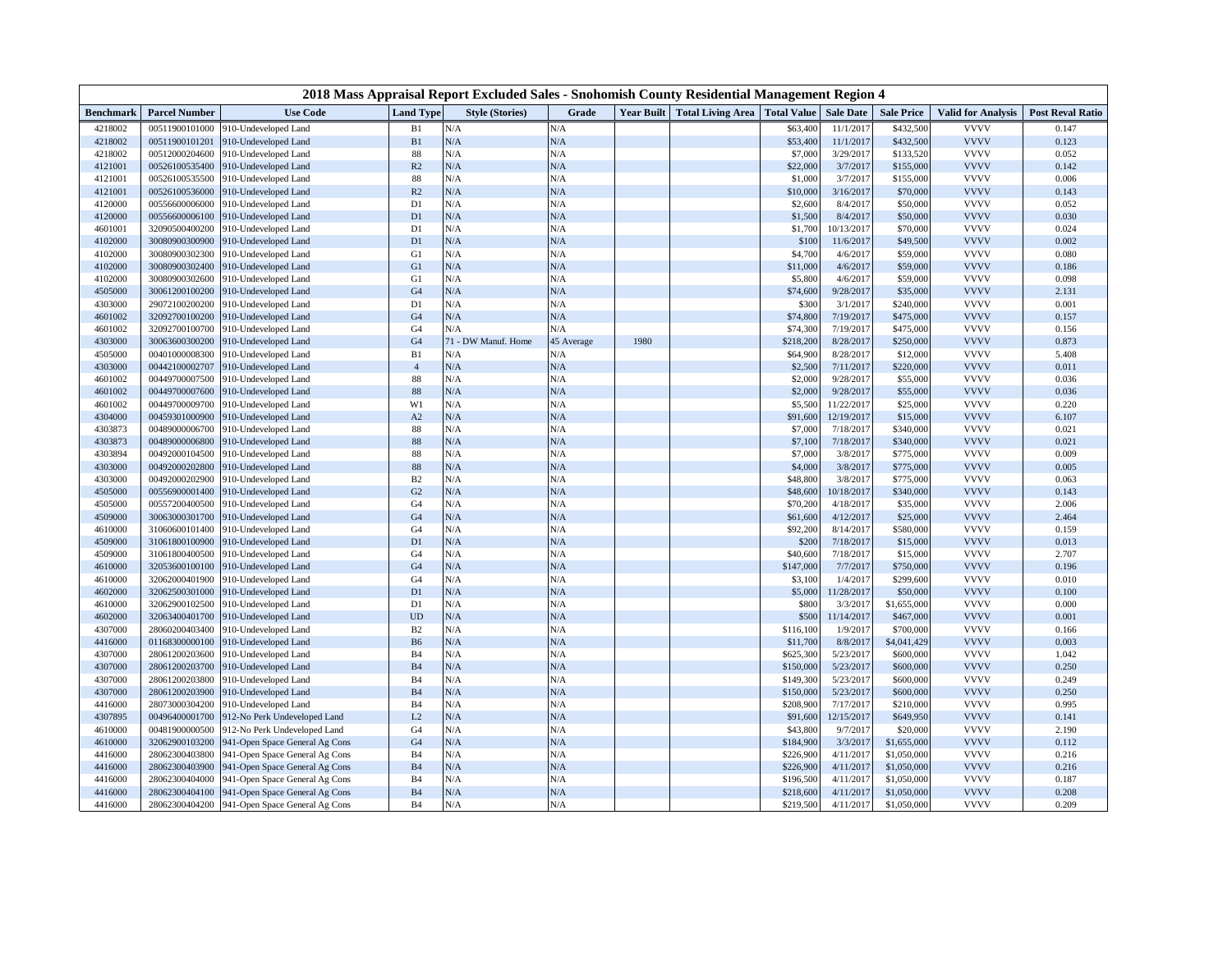## 2018 Mass Appraisal Report Excluded Sales - Snohomish County Residential Management Region 4

| Benchmark | Parcel Number | Use Code | Land Type | Style (Stories) | Grade | Year Built | Total Living Area | Total Value | Sale Date | Sale Price | Valid for Analysis | Post Reval Ratio |
|---|---|---|---|---|---|---|---|---|---|---|---|---|
| 4218002 | 00511900101000 | 910-Undeveloped Land | B1 | N/A | N/A | | | $63,400 | 11/1/2017 | $432,500 | VVVV | 0.147 |
| 4218002 | 00511900101201 | 910-Undeveloped Land | B1 | N/A | N/A | | | $53,400 | 11/1/2017 | $432,500 | VVVV | 0.123 |
| 4218002 | 00512000204600 | 910-Undeveloped Land | 88 | N/A | N/A | | | $7,000 | 3/29/2017 | $133,520 | VVVV | 0.052 |
| 4121001 | 00526100535400 | 910-Undeveloped Land | R2 | N/A | N/A | | | $22,000 | 3/7/2017 | $155,000 | VVVV | 0.142 |
| 4121001 | 00526100535500 | 910-Undeveloped Land | 88 | N/A | N/A | | | $1,000 | 3/7/2017 | $155,000 | VVVV | 0.006 |
| 4121001 | 00526100536000 | 910-Undeveloped Land | R2 | N/A | N/A | | | $10,000 | 3/16/2017 | $70,000 | VVVV | 0.143 |
| 4120000 | 00556600006000 | 910-Undeveloped Land | D1 | N/A | N/A | | | $2,600 | 8/4/2017 | $50,000 | VVVV | 0.052 |
| 4120000 | 00556600006100 | 910-Undeveloped Land | D1 | N/A | N/A | | | $1,500 | 8/4/2017 | $50,000 | VVVV | 0.030 |
| 4601001 | 32090500400200 | 910-Undeveloped Land | D1 | N/A | N/A | | | $1,700 | 10/13/2017 | $70,000 | VVVV | 0.024 |
| 4102000 | 30080900300900 | 910-Undeveloped Land | D1 | N/A | N/A | | | $100 | 11/6/2017 | $49,500 | VVVV | 0.002 |
| 4102000 | 30080900302300 | 910-Undeveloped Land | G1 | N/A | N/A | | | $4,700 | 4/6/2017 | $59,000 | VVVV | 0.080 |
| 4102000 | 30080900302400 | 910-Undeveloped Land | G1 | N/A | N/A | | | $11,000 | 4/6/2017 | $59,000 | VVVV | 0.186 |
| 4102000 | 30080900302600 | 910-Undeveloped Land | G1 | N/A | N/A | | | $5,800 | 4/6/2017 | $59,000 | VVVV | 0.098 |
| 4505000 | 30061200100200 | 910-Undeveloped Land | G4 | N/A | N/A | | | $74,600 | 9/28/2017 | $35,000 | VVVV | 2.131 |
| 4303000 | 29072100200200 | 910-Undeveloped Land | D1 | N/A | N/A | | | $300 | 3/1/2017 | $240,000 | VVVV | 0.001 |
| 4601002 | 32092700100200 | 910-Undeveloped Land | G4 | N/A | N/A | | | $74,800 | 7/19/2017 | $475,000 | VVVV | 0.157 |
| 4601002 | 32092700100700 | 910-Undeveloped Land | G4 | N/A | N/A | | | $74,300 | 7/19/2017 | $475,000 | VVVV | 0.156 |
| 4303000 | 30063600300200 | 910-Undeveloped Land | G4 | 71 - DW Manuf. Home | 45 Average | 1980 | | $218,200 | 8/28/2017 | $250,000 | VVVV | 0.873 |
| 4505000 | 00401000008300 | 910-Undeveloped Land | B1 | N/A | N/A | | | $64,900 | 8/28/2017 | $12,000 | VVVV | 5.408 |
| 4303000 | 00442100002707 | 910-Undeveloped Land | 4 | N/A | N/A | | | $2,500 | 7/11/2017 | $220,000 | VVVV | 0.011 |
| 4601002 | 00449700007500 | 910-Undeveloped Land | 88 | N/A | N/A | | | $2,000 | 9/28/2017 | $55,000 | VVVV | 0.036 |
| 4601002 | 00449700007600 | 910-Undeveloped Land | 88 | N/A | N/A | | | $2,000 | 9/28/2017 | $55,000 | VVVV | 0.036 |
| 4601002 | 00449700009700 | 910-Undeveloped Land | W1 | N/A | N/A | | | $5,500 | 11/22/2017 | $25,000 | VVVV | 0.220 |
| 4304000 | 00459301000900 | 910-Undeveloped Land | A2 | N/A | N/A | | | $91,600 | 12/19/2017 | $15,000 | VVVV | 6.107 |
| 4303873 | 00489000006700 | 910-Undeveloped Land | 88 | N/A | N/A | | | $7,000 | 7/18/2017 | $340,000 | VVVV | 0.021 |
| 4303873 | 00489000006800 | 910-Undeveloped Land | 88 | N/A | N/A | | | $7,100 | 7/18/2017 | $340,000 | VVVV | 0.021 |
| 4303894 | 00492000104500 | 910-Undeveloped Land | 88 | N/A | N/A | | | $7,000 | 3/8/2017 | $775,000 | VVVV | 0.009 |
| 4303000 | 00492000202800 | 910-Undeveloped Land | 88 | N/A | N/A | | | $4,000 | 3/8/2017 | $775,000 | VVVV | 0.005 |
| 4303000 | 00492000202900 | 910-Undeveloped Land | B2 | N/A | N/A | | | $48,800 | 3/8/2017 | $775,000 | VVVV | 0.063 |
| 4505000 | 00556900001400 | 910-Undeveloped Land | G2 | N/A | N/A | | | $48,600 | 10/18/2017 | $340,000 | VVVV | 0.143 |
| 4505000 | 00557200400500 | 910-Undeveloped Land | G4 | N/A | N/A | | | $70,200 | 4/18/2017 | $35,000 | VVVV | 2.006 |
| 4509000 | 30063000301700 | 910-Undeveloped Land | G4 | N/A | N/A | | | $61,600 | 4/12/2017 | $25,000 | VVVV | 2.464 |
| 4610000 | 31060600101400 | 910-Undeveloped Land | G4 | N/A | N/A | | | $92,200 | 8/14/2017 | $580,000 | VVVV | 0.159 |
| 4509000 | 31061800100900 | 910-Undeveloped Land | D1 | N/A | N/A | | | $200 | 7/18/2017 | $15,000 | VVVV | 0.013 |
| 4509000 | 31061800400500 | 910-Undeveloped Land | G4 | N/A | N/A | | | $40,600 | 7/18/2017 | $15,000 | VVVV | 2.707 |
| 4610000 | 32053600100100 | 910-Undeveloped Land | G4 | N/A | N/A | | | $147,000 | 7/7/2017 | $750,000 | VVVV | 0.196 |
| 4610000 | 32062000401900 | 910-Undeveloped Land | G4 | N/A | N/A | | | $3,100 | 1/4/2017 | $299,600 | VVVV | 0.010 |
| 4602000 | 32062500301000 | 910-Undeveloped Land | D1 | N/A | N/A | | | $5,000 | 11/28/2017 | $50,000 | VVVV | 0.100 |
| 4610000 | 32062900102500 | 910-Undeveloped Land | D1 | N/A | N/A | | | $800 | 3/3/2017 | $1,655,000 | VVVV | 0.000 |
| 4602000 | 32063400401700 | 910-Undeveloped Land | UD | N/A | N/A | | | $500 | 11/14/2017 | $467,000 | VVVV | 0.001 |
| 4307000 | 28060200403400 | 910-Undeveloped Land | B2 | N/A | N/A | | | $116,100 | 1/9/2017 | $700,000 | VVVV | 0.166 |
| 4416000 | 01168300000100 | 910-Undeveloped Land | B6 | N/A | N/A | | | $11,700 | 8/8/2017 | $4,041,429 | VVVV | 0.003 |
| 4307000 | 28061200203600 | 910-Undeveloped Land | B4 | N/A | N/A | | | $625,300 | 5/23/2017 | $600,000 | VVVV | 1.042 |
| 4307000 | 28061200203700 | 910-Undeveloped Land | B4 | N/A | N/A | | | $150,000 | 5/23/2017 | $600,000 | VVVV | 0.250 |
| 4307000 | 28061200203800 | 910-Undeveloped Land | B4 | N/A | N/A | | | $149,300 | 5/23/2017 | $600,000 | VVVV | 0.249 |
| 4307000 | 28061200203900 | 910-Undeveloped Land | B4 | N/A | N/A | | | $150,000 | 5/23/2017 | $600,000 | VVVV | 0.250 |
| 4416000 | 28073000304200 | 910-Undeveloped Land | B4 | N/A | N/A | | | $208,900 | 7/17/2017 | $210,000 | VVVV | 0.995 |
| 4307895 | 00496400001700 | 912-No Perk Undeveloped Land | L2 | N/A | N/A | | | $91,600 | 12/15/2017 | $649,950 | VVVV | 0.141 |
| 4610000 | 00481900000500 | 912-No Perk Undeveloped Land | G4 | N/A | N/A | | | $43,800 | 9/7/2017 | $20,000 | VVVV | 2.190 |
| 4610000 | 32062900103200 | 941-Open Space General Ag Cons | G4 | N/A | N/A | | | $184,900 | 3/3/2017 | $1,655,000 | VVVV | 0.112 |
| 4416000 | 28062300403800 | 941-Open Space General Ag Cons | B4 | N/A | N/A | | | $226,900 | 4/11/2017 | $1,050,000 | VVVV | 0.216 |
| 4416000 | 28062300403900 | 941-Open Space General Ag Cons | B4 | N/A | N/A | | | $226,900 | 4/11/2017 | $1,050,000 | VVVV | 0.216 |
| 4416000 | 28062300404000 | 941-Open Space General Ag Cons | B4 | N/A | N/A | | | $196,500 | 4/11/2017 | $1,050,000 | VVVV | 0.187 |
| 4416000 | 28062300404100 | 941-Open Space General Ag Cons | B4 | N/A | N/A | | | $218,600 | 4/11/2017 | $1,050,000 | VVVV | 0.208 |
| 4416000 | 28062300404200 | 941-Open Space General Ag Cons | B4 | N/A | N/A | | | $219,500 | 4/11/2017 | $1,050,000 | VVVV | 0.209 |